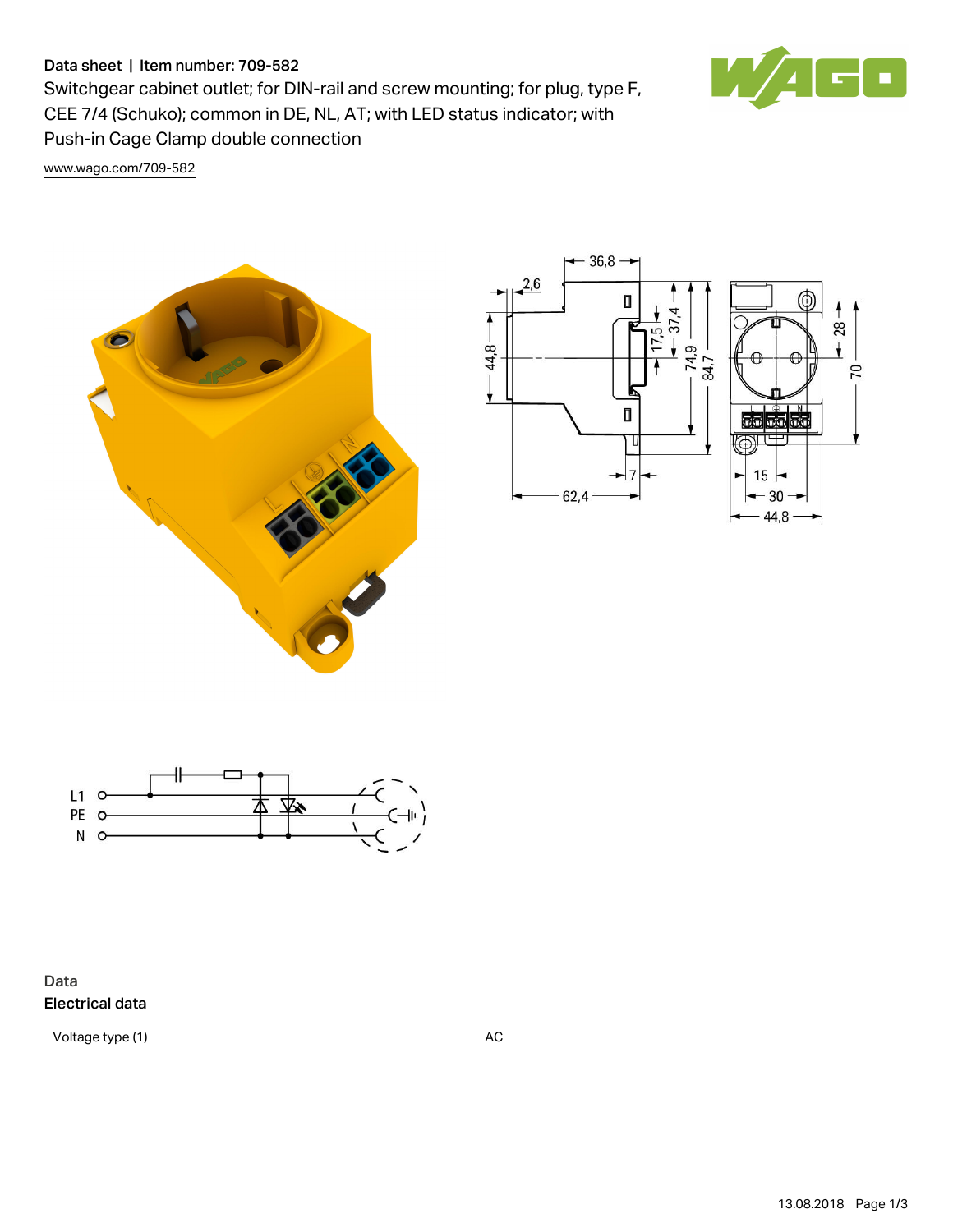Data sheet | Item number: 709-582

# Switchgear cabinet outlet; for DIN-rail and screw mounting; for plug, type F, CEE 7/4 (Schuko); common in DE, NL, AT; with LED status indicator; with Push-in Cage Clamp double connection

www.wago.com/709-582

## Data

### Electrical data

| Voltage type (1) | AC |
| --- | --- |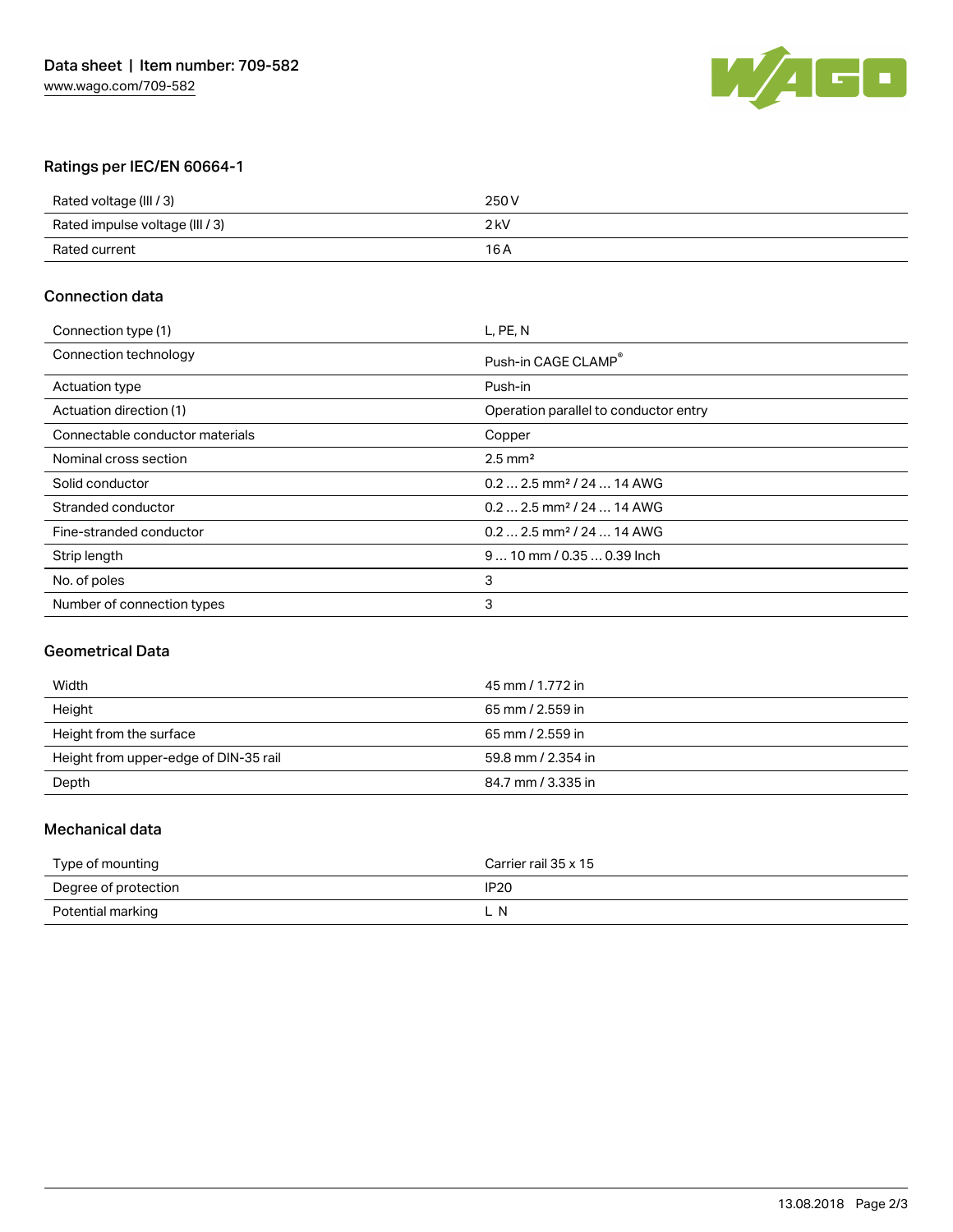Data sheet | Item number: 709-582

www.wago.com/709-582

## Ratings per IEC/EN 60664-1

| | |
|---|---|
| Rated voltage (III / 3) | 250 V |
| Rated impulse voltage (III / 3) | 2 kV |
| Rated current | 16 A |

## Connection data

| | |
|---|---|
| Connection type (1) | L, PE, N |
| Connection technology | Push-in CAGE CLAMP® |
| Actuation type | Push-in |
| Actuation direction (1) | Operation parallel to conductor entry |
| Connectable conductor materials | Copper |
| Nominal cross section | 2.5 mm² |
| Solid conductor | 0.2 … 2.5 mm² / 24 … 14 AWG |
| Stranded conductor | 0.2 … 2.5 mm² / 24 … 14 AWG |
| Fine-stranded conductor | 0.2 … 2.5 mm² / 24 … 14 AWG |
| Strip length | 9 … 10 mm / 0.35 … 0.39 Inch |
| No. of poles | 3 |
| Number of connection types | 3 |

## Geometrical Data

| | |
|---|---|
| Width | 45 mm / 1.772 in |
| Height | 65 mm / 2.559 in |
| Height from the surface | 65 mm / 2.559 in |
| Height from upper-edge of DIN-35 rail | 59.8 mm / 2.354 in |
| Depth | 84.7 mm / 3.335 in |

## Mechanical data

| | |
|---|---|
| Type of mounting | Carrier rail 35 x 15 |
| Degree of protection | IP20 |
| Potential marking | L N |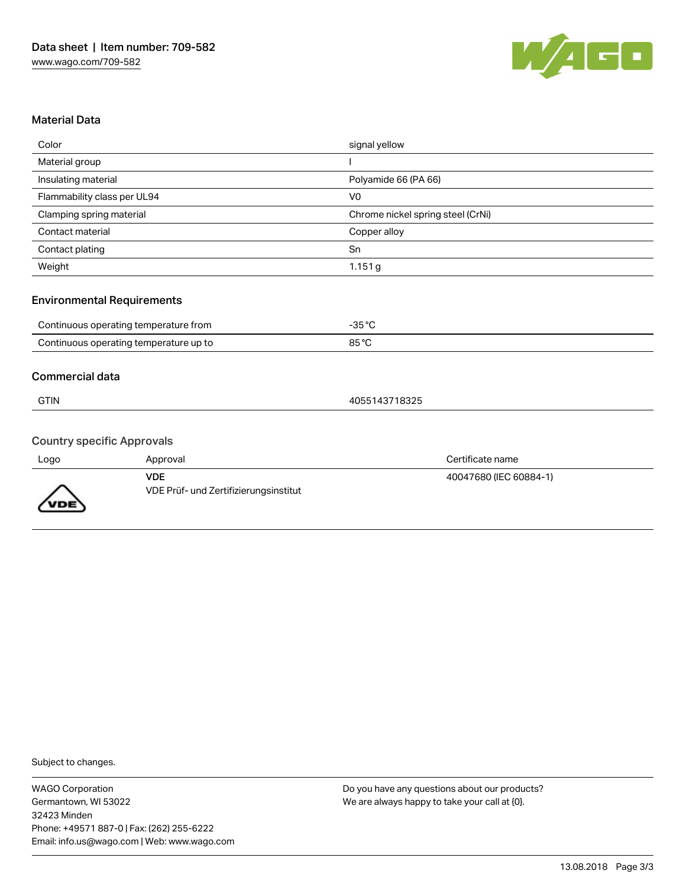Data sheet | Item number: 709-582
www.wago.com/709-582

## Material Data

| | |
|---|---|
| Color | signal yellow |
| Material group | I |
| Insulating material | Polyamide 66 (PA 66) |
| Flammability class per UL94 | V0 |
| Clamping spring material | Chrome nickel spring steel (CrNi) |
| Contact material | Copper alloy |
| Contact plating | Sn |
| Weight | 1.151 g |

## Environmental Requirements

| | |
|---|---|
| Continuous operating temperature from | -35 °C |
| Continuous operating temperature up to | 85 °C |

## Commercial data

| | |
|---|---|
| GTIN | 4055143718325 |

## Country specific Approvals

| Logo | Approval | Certificate name |
|---|---|---|
| VDE | **VDE** VDE Prüf- und Zertifizierungsinstitut | 40047680 (IEC 60884-1) |

Subject to changes.

WAGO Corporation
Germantown, WI 53022
32423 Minden
Phone: +49571 887-0 | Fax: (262) 255-6222
Email: info.us@wago.com | Web: www.wago.com

Do you have any questions about our products?
We are always happy to take your call at {0}.

13.08.2018